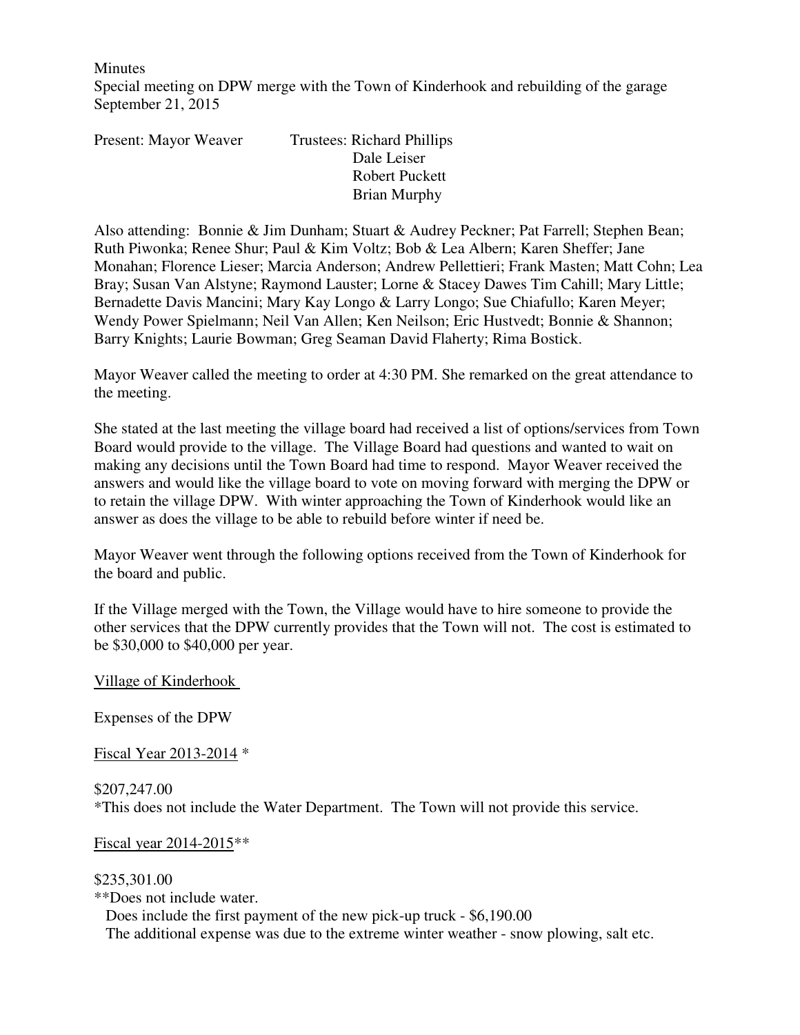Minutes

Special meeting on DPW merge with the Town of Kinderhook and rebuilding of the garage

September 21, 2015

Present: Mayor Weaver Trustees: Richard Phillips
Dale Leiser
Robert Puckett
Brian Murphy

Also attending: Bonnie & Jim Dunham; Stuart & Audrey Peckner; Pat Farrell; Stephen Bean; Ruth Piwonka; Renee Shur; Paul & Kim Voltz; Bob & Lea Albern; Karen Sheffer; Jane Monahan; Florence Lieser; Marcia Anderson; Andrew Pellettieri; Frank Masten; Matt Cohn; Lea Bray; Susan Van Alstyne; Raymond Lauster; Lorne & Stacey Dawes Tim Cahill; Mary Little; Bernadette Davis Mancini; Mary Kay Longo & Larry Longo; Sue Chiafullo; Karen Meyer; Wendy Power Spielmann; Neil Van Allen; Ken Neilson; Eric Hustvedt; Bonnie & Shannon; Barry Knights; Laurie Bowman; Greg Seaman David Flaherty; Rima Bostick.

Mayor Weaver called the meeting to order at 4:30 PM. She remarked on the great attendance to the meeting.

She stated at the last meeting the village board had received a list of options/services from Town Board would provide to the village. The Village Board had questions and wanted to wait on making any decisions until the Town Board had time to respond. Mayor Weaver received the answers and would like the village board to vote on moving forward with merging the DPW or to retain the village DPW. With winter approaching the Town of Kinderhook would like an answer as does the village to be able to rebuild before winter if need be.

Mayor Weaver went through the following options received from the Town of Kinderhook for the board and public.

If the Village merged with the Town, the Village would have to hire someone to provide the other services that the DPW currently provides that the Town will not. The cost is estimated to be $30,000 to $40,000 per year.

<u>Village of Kinderhook</u>

Expenses of the DPW

<u>Fiscal Year 2013-2014</u> *

$207,247.00

*This does not include the Water Department. The Town will not provide this service.

<u>Fiscal year 2014-2015</u>**

$235,301.00

**Does not include water.

Does include the first payment of the new pick-up truck - $6,190.00

The additional expense was due to the extreme winter weather - snow plowing, salt etc.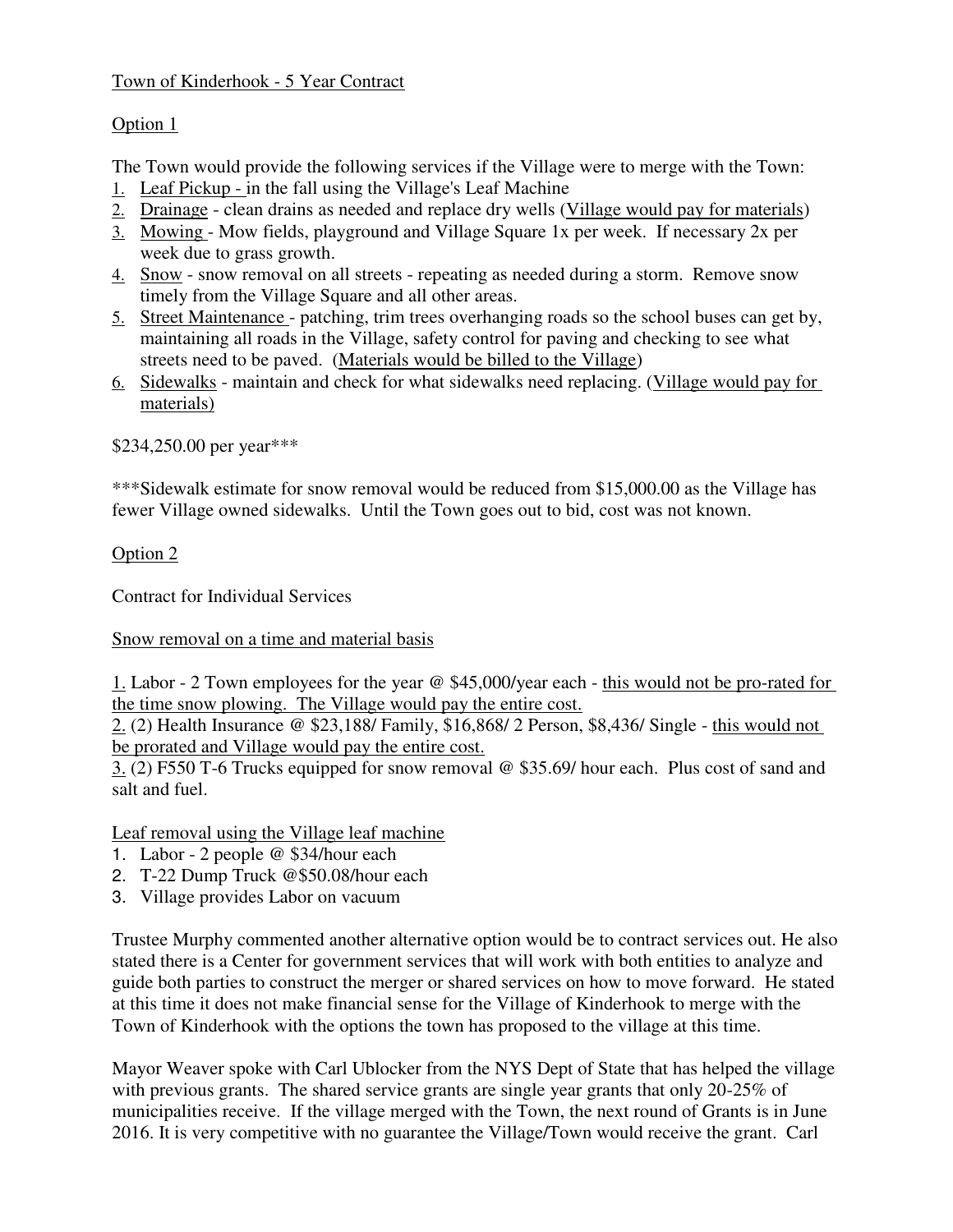Town of Kinderhook - 5 Year Contract

Option 1

The Town would provide the following services if the Village were to merge with the Town:

1. Leaf Pickup - in the fall using the Village's Leaf Machine
2. Drainage - clean drains as needed and replace dry wells (Village would pay for materials)
3. Mowing - Mow fields, playground and Village Square 1x per week. If necessary 2x per week due to grass growth.
4. Snow - snow removal on all streets - repeating as needed during a storm. Remove snow timely from the Village Square and all other areas.
5. Street Maintenance - patching, trim trees overhanging roads so the school buses can get by, maintaining all roads in the Village, safety control for paving and checking to see what streets need to be paved. (Materials would be billed to the Village)
6. Sidewalks - maintain and check for what sidewalks need replacing. (Village would pay for materials)

$234,250.00 per year***

***Sidewalk estimate for snow removal would be reduced from $15,000.00 as the Village has fewer Village owned sidewalks. Until the Town goes out to bid, cost was not known.

Option 2

Contract for Individual Services

Snow removal on a time and material basis

1. Labor - 2 Town employees for the year @ $45,000/year each - this would not be pro-rated for the time snow plowing. The Village would pay the entire cost.
2. (2) Health Insurance @ $23,188/ Family, $16,868/ 2 Person, $8,436/ Single - this would not be prorated and Village would pay the entire cost.
3. (2) F550 T-6 Trucks equipped for snow removal @ $35.69/ hour each. Plus cost of sand and salt and fuel.

Leaf removal using the Village leaf machine

1. Labor - 2 people @ $34/hour each
2. T-22 Dump Truck @$50.08/hour each
3. Village provides Labor on vacuum

Trustee Murphy commented another alternative option would be to contract services out. He also stated there is a Center for government services that will work with both entities to analyze and guide both parties to construct the merger or shared services on how to move forward. He stated at this time it does not make financial sense for the Village of Kinderhook to merge with the Town of Kinderhook with the options the town has proposed to the village at this time.

Mayor Weaver spoke with Carl Ublocker from the NYS Dept of State that has helped the village with previous grants. The shared service grants are single year grants that only 20-25% of municipalities receive. If the village merged with the Town, the next round of Grants is in June 2016. It is very competitive with no guarantee the Village/Town would receive the grant. Carl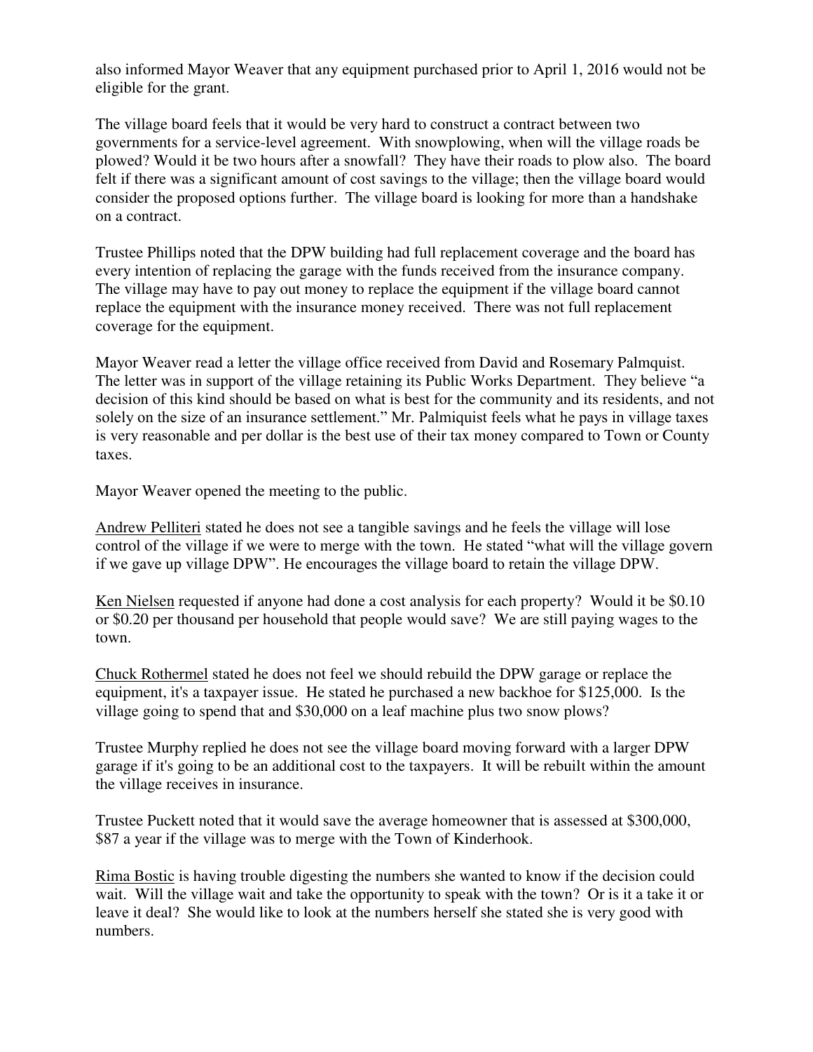also informed Mayor Weaver that any equipment purchased prior to April 1, 2016 would not be eligible for the grant.

The village board feels that it would be very hard to construct a contract between two governments for a service-level agreement. With snowplowing, when will the village roads be plowed? Would it be two hours after a snowfall? They have their roads to plow also. The board felt if there was a significant amount of cost savings to the village; then the village board would consider the proposed options further. The village board is looking for more than a handshake on a contract.

Trustee Phillips noted that the DPW building had full replacement coverage and the board has every intention of replacing the garage with the funds received from the insurance company. The village may have to pay out money to replace the equipment if the village board cannot replace the equipment with the insurance money received. There was not full replacement coverage for the equipment.

Mayor Weaver read a letter the village office received from David and Rosemary Palmquist. The letter was in support of the village retaining its Public Works Department. They believe "a decision of this kind should be based on what is best for the community and its residents, and not solely on the size of an insurance settlement." Mr. Palmiquist feels what he pays in village taxes is very reasonable and per dollar is the best use of their tax money compared to Town or County taxes.

Mayor Weaver opened the meeting to the public.

<u>Andrew Pelliteri</u> stated he does not see a tangible savings and he feels the village will lose control of the village if we were to merge with the town. He stated "what will the village govern if we gave up village DPW". He encourages the village board to retain the village DPW.

<u>Ken Nielsen</u> requested if anyone had done a cost analysis for each property? Would it be $0.10 or $0.20 per thousand per household that people would save? We are still paying wages to the town.

<u>Chuck Rothermel</u> stated he does not feel we should rebuild the DPW garage or replace the equipment, it's a taxpayer issue. He stated he purchased a new backhoe for $125,000. Is the village going to spend that and $30,000 on a leaf machine plus two snow plows?

Trustee Murphy replied he does not see the village board moving forward with a larger DPW garage if it's going to be an additional cost to the taxpayers. It will be rebuilt within the amount the village receives in insurance.

Trustee Puckett noted that it would save the average homeowner that is assessed at $300,000, $87 a year if the village was to merge with the Town of Kinderhook.

<u>Rima Bostic</u> is having trouble digesting the numbers she wanted to know if the decision could wait. Will the village wait and take the opportunity to speak with the town? Or is it a take it or leave it deal? She would like to look at the numbers herself she stated she is very good with numbers.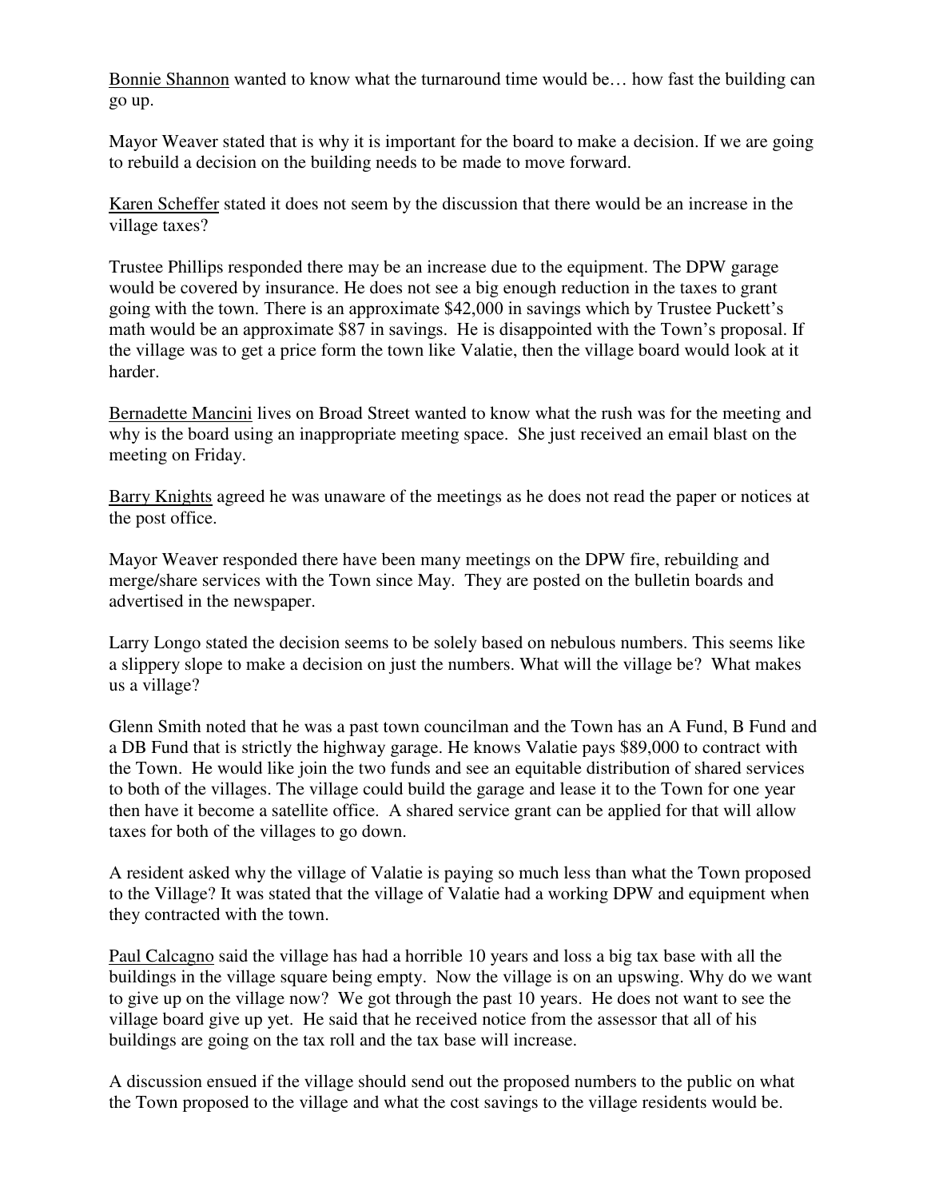<u>Bonnie Shannon</u> wanted to know what the turnaround time would be… how fast the building can go up.

Mayor Weaver stated that is why it is important for the board to make a decision. If we are going to rebuild a decision on the building needs to be made to move forward.

<u>Karen Scheffer</u> stated it does not seem by the discussion that there would be an increase in the village taxes?

Trustee Phillips responded there may be an increase due to the equipment. The DPW garage would be covered by insurance. He does not see a big enough reduction in the taxes to grant going with the town. There is an approximate $42,000 in savings which by Trustee Puckett's math would be an approximate $87 in savings. He is disappointed with the Town's proposal. If the village was to get a price form the town like Valatie, then the village board would look at it harder.

<u>Bernadette Mancini</u> lives on Broad Street wanted to know what the rush was for the meeting and why is the board using an inappropriate meeting space. She just received an email blast on the meeting on Friday.

<u>Barry Knights</u> agreed he was unaware of the meetings as he does not read the paper or notices at the post office.

Mayor Weaver responded there have been many meetings on the DPW fire, rebuilding and merge/share services with the Town since May. They are posted on the bulletin boards and advertised in the newspaper.

Larry Longo stated the decision seems to be solely based on nebulous numbers. This seems like a slippery slope to make a decision on just the numbers. What will the village be? What makes us a village?

Glenn Smith noted that he was a past town councilman and the Town has an A Fund, B Fund and a DB Fund that is strictly the highway garage. He knows Valatie pays $89,000 to contract with the Town. He would like join the two funds and see an equitable distribution of shared services to both of the villages. The village could build the garage and lease it to the Town for one year then have it become a satellite office. A shared service grant can be applied for that will allow taxes for both of the villages to go down.

A resident asked why the village of Valatie is paying so much less than what the Town proposed to the Village? It was stated that the village of Valatie had a working DPW and equipment when they contracted with the town.

<u>Paul Calcagno</u> said the village has had a horrible 10 years and loss a big tax base with all the buildings in the village square being empty. Now the village is on an upswing. Why do we want to give up on the village now? We got through the past 10 years. He does not want to see the village board give up yet. He said that he received notice from the assessor that all of his buildings are going on the tax roll and the tax base will increase.

A discussion ensued if the village should send out the proposed numbers to the public on what the Town proposed to the village and what the cost savings to the village residents would be.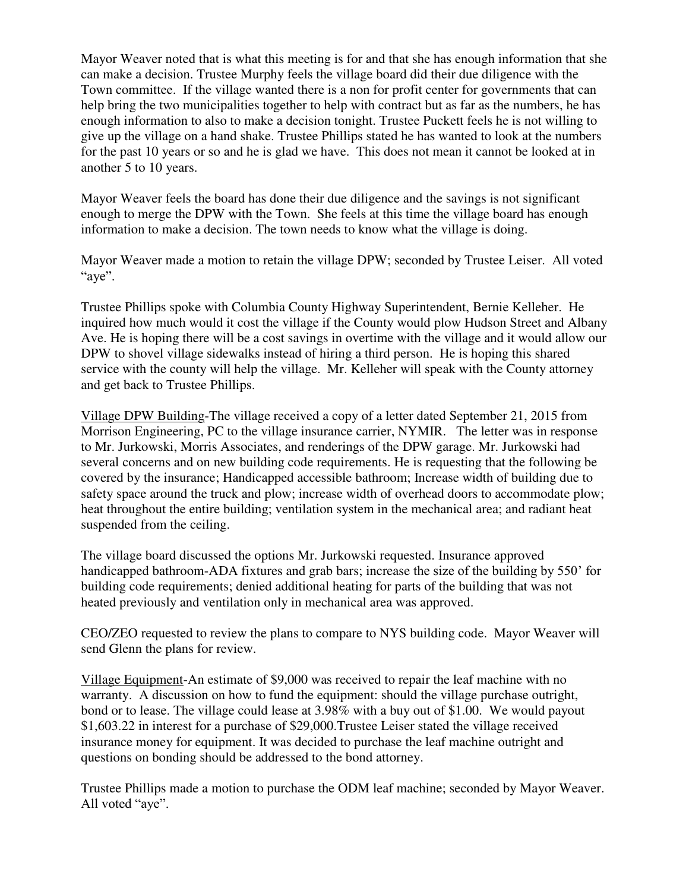Mayor Weaver noted that is what this meeting is for and that she has enough information that she can make a decision. Trustee Murphy feels the village board did their due diligence with the Town committee. If the village wanted there is a non for profit center for governments that can help bring the two municipalities together to help with contract but as far as the numbers, he has enough information to also to make a decision tonight. Trustee Puckett feels he is not willing to give up the village on a hand shake. Trustee Phillips stated he has wanted to look at the numbers for the past 10 years or so and he is glad we have. This does not mean it cannot be looked at in another 5 to 10 years.

Mayor Weaver feels the board has done their due diligence and the savings is not significant enough to merge the DPW with the Town. She feels at this time the village board has enough information to make a decision. The town needs to know what the village is doing.

Mayor Weaver made a motion to retain the village DPW; seconded by Trustee Leiser. All voted "aye".

Trustee Phillips spoke with Columbia County Highway Superintendent, Bernie Kelleher. He inquired how much would it cost the village if the County would plow Hudson Street and Albany Ave. He is hoping there will be a cost savings in overtime with the village and it would allow our DPW to shovel village sidewalks instead of hiring a third person. He is hoping this shared service with the county will help the village. Mr. Kelleher will speak with the County attorney and get back to Trustee Phillips.

<u>Village DPW Building</u>-The village received a copy of a letter dated September 21, 2015 from Morrison Engineering, PC to the village insurance carrier, NYMIR. The letter was in response to Mr. Jurkowski, Morris Associates, and renderings of the DPW garage. Mr. Jurkowski had several concerns and on new building code requirements. He is requesting that the following be covered by the insurance; Handicapped accessible bathroom; Increase width of building due to safety space around the truck and plow; increase width of overhead doors to accommodate plow; heat throughout the entire building; ventilation system in the mechanical area; and radiant heat suspended from the ceiling.

The village board discussed the options Mr. Jurkowski requested. Insurance approved handicapped bathroom-ADA fixtures and grab bars; increase the size of the building by 550' for building code requirements; denied additional heating for parts of the building that was not heated previously and ventilation only in mechanical area was approved.

CEO/ZEO requested to review the plans to compare to NYS building code. Mayor Weaver will send Glenn the plans for review.

<u>Village Equipment</u>-An estimate of $9,000 was received to repair the leaf machine with no warranty. A discussion on how to fund the equipment: should the village purchase outright, bond or to lease. The village could lease at 3.98% with a buy out of $1.00. We would payout $1,603.22 in interest for a purchase of $29,000.Trustee Leiser stated the village received insurance money for equipment. It was decided to purchase the leaf machine outright and questions on bonding should be addressed to the bond attorney.

Trustee Phillips made a motion to purchase the ODM leaf machine; seconded by Mayor Weaver. All voted "aye".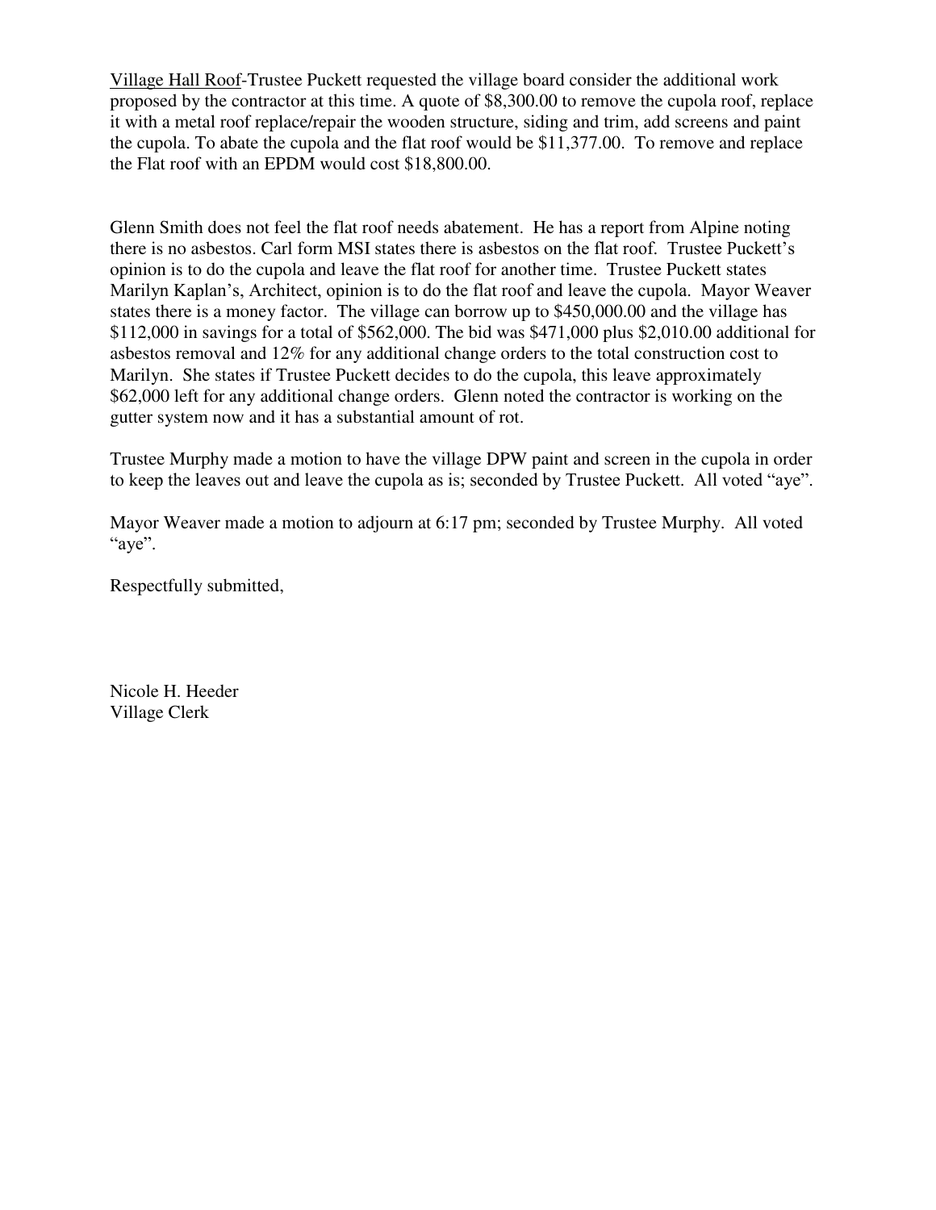Village Hall Roof-Trustee Puckett requested the village board consider the additional work proposed by the contractor at this time. A quote of $8,300.00 to remove the cupola roof, replace it with a metal roof replace/repair the wooden structure, siding and trim, add screens and paint the cupola. To abate the cupola and the flat roof would be $11,377.00. To remove and replace the Flat roof with an EPDM would cost $18,800.00.

Glenn Smith does not feel the flat roof needs abatement. He has a report from Alpine noting there is no asbestos. Carl form MSI states there is asbestos on the flat roof. Trustee Puckett's opinion is to do the cupola and leave the flat roof for another time. Trustee Puckett states Marilyn Kaplan's, Architect, opinion is to do the flat roof and leave the cupola. Mayor Weaver states there is a money factor. The village can borrow up to $450,000.00 and the village has $112,000 in savings for a total of $562,000. The bid was $471,000 plus $2,010.00 additional for asbestos removal and 12% for any additional change orders to the total construction cost to Marilyn. She states if Trustee Puckett decides to do the cupola, this leave approximately $62,000 left for any additional change orders. Glenn noted the contractor is working on the gutter system now and it has a substantial amount of rot.

Trustee Murphy made a motion to have the village DPW paint and screen in the cupola in order to keep the leaves out and leave the cupola as is; seconded by Trustee Puckett. All voted "aye".

Mayor Weaver made a motion to adjourn at 6:17 pm; seconded by Trustee Murphy. All voted "aye".

Respectfully submitted,

Nicole H. Heeder
Village Clerk